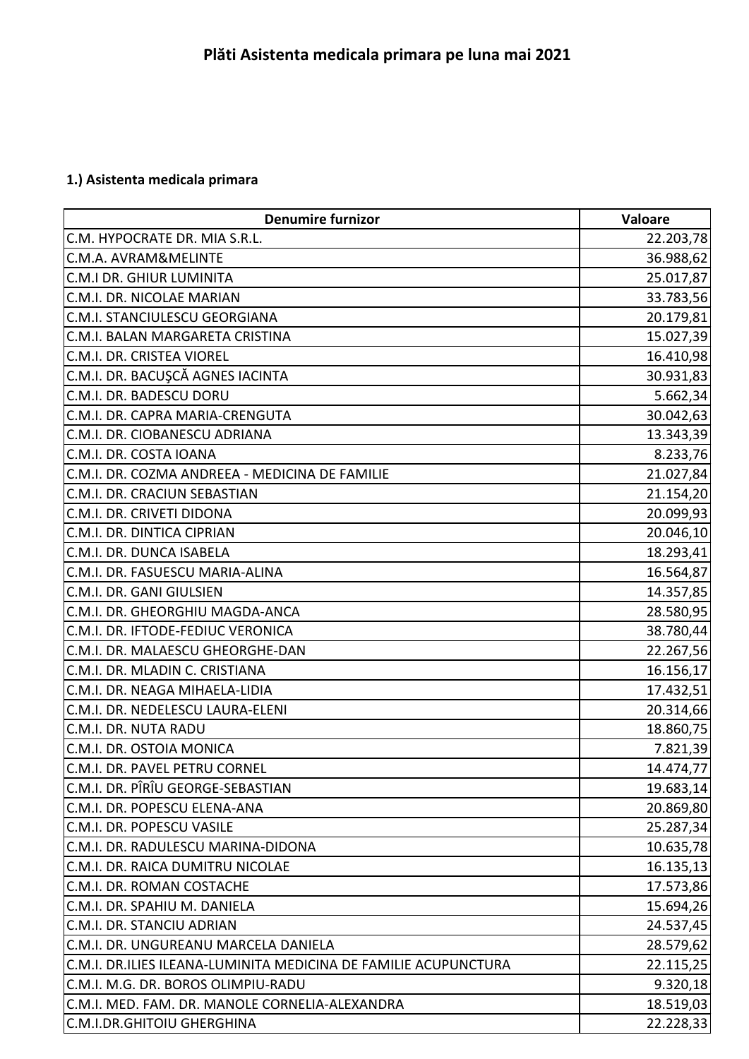# Plăti Asistenta medicala primara pe luna mai 2021

### 1.) Asistenta medicala primara

| Denumire furnizor | Valoare |
|---|---|
| C.M. HYPOCRATE DR. MIA S.R.L. | 22.203,78 |
| C.M.A. AVRAM&MELINTE | 36.988,62 |
| C.M.I DR. GHIUR LUMINITA | 25.017,87 |
| C.M.I. DR. NICOLAE MARIAN | 33.783,56 |
| C.M.I. STANCIULESCU GEORGIANA | 20.179,81 |
| C.M.I. BALAN MARGARETA CRISTINA | 15.027,39 |
| C.M.I. DR. CRISTEA VIOREL | 16.410,98 |
| C.M.I. DR. BACUŞCĂ AGNES IACINTA | 30.931,83 |
| C.M.I. DR. BADESCU DORU | 5.662,34 |
| C.M.I. DR. CAPRA MARIA-CRENGUTA | 30.042,63 |
| C.M.I. DR. CIOBANESCU ADRIANA | 13.343,39 |
| C.M.I. DR. COSTA IOANA | 8.233,76 |
| C.M.I. DR. COZMA ANDREEA - MEDICINA DE FAMILIE | 21.027,84 |
| C.M.I. DR. CRACIUN SEBASTIAN | 21.154,20 |
| C.M.I. DR. CRIVETI DIDONA | 20.099,93 |
| C.M.I. DR. DINTICA CIPRIAN | 20.046,10 |
| C.M.I. DR. DUNCA ISABELA | 18.293,41 |
| C.M.I. DR. FASUESCU MARIA-ALINA | 16.564,87 |
| C.M.I. DR. GANI GIULSIEN | 14.357,85 |
| C.M.I. DR. GHEORGHIU MAGDA-ANCA | 28.580,95 |
| C.M.I. DR. IFTODE-FEDIUC VERONICA | 38.780,44 |
| C.M.I. DR. MALAESCU GHEORGHE-DAN | 22.267,56 |
| C.M.I. DR. MLADIN C. CRISTIANA | 16.156,17 |
| C.M.I. DR. NEAGA MIHAELA-LIDIA | 17.432,51 |
| C.M.I. DR. NEDELESCU LAURA-ELENI | 20.314,66 |
| C.M.I. DR. NUTA RADU | 18.860,75 |
| C.M.I. DR. OSTOIA MONICA | 7.821,39 |
| C.M.I. DR. PAVEL PETRU CORNEL | 14.474,77 |
| C.M.I. DR. PÎRÎU GEORGE-SEBASTIAN | 19.683,14 |
| C.M.I. DR. POPESCU ELENA-ANA | 20.869,80 |
| C.M.I. DR. POPESCU VASILE | 25.287,34 |
| C.M.I. DR. RADULESCU MARINA-DIDONA | 10.635,78 |
| C.M.I. DR. RAICA DUMITRU NICOLAE | 16.135,13 |
| C.M.I. DR. ROMAN COSTACHE | 17.573,86 |
| C.M.I. DR. SPAHIU M. DANIELA | 15.694,26 |
| C.M.I. DR. STANCIU ADRIAN | 24.537,45 |
| C.M.I. DR. UNGUREANU MARCELA DANIELA | 28.579,62 |
| C.M.I. DR.ILIES ILEANA-LUMINITA MEDICINA DE FAMILIE ACUPUNCTURA | 22.115,25 |
| C.M.I. M.G. DR. BOROS OLIMPIU-RADU | 9.320,18 |
| C.M.I. MED. FAM. DR. MANOLE CORNELIA-ALEXANDRA | 18.519,03 |
| C.M.I.DR.GHITOIU GHERGHINA | 22.228,33 |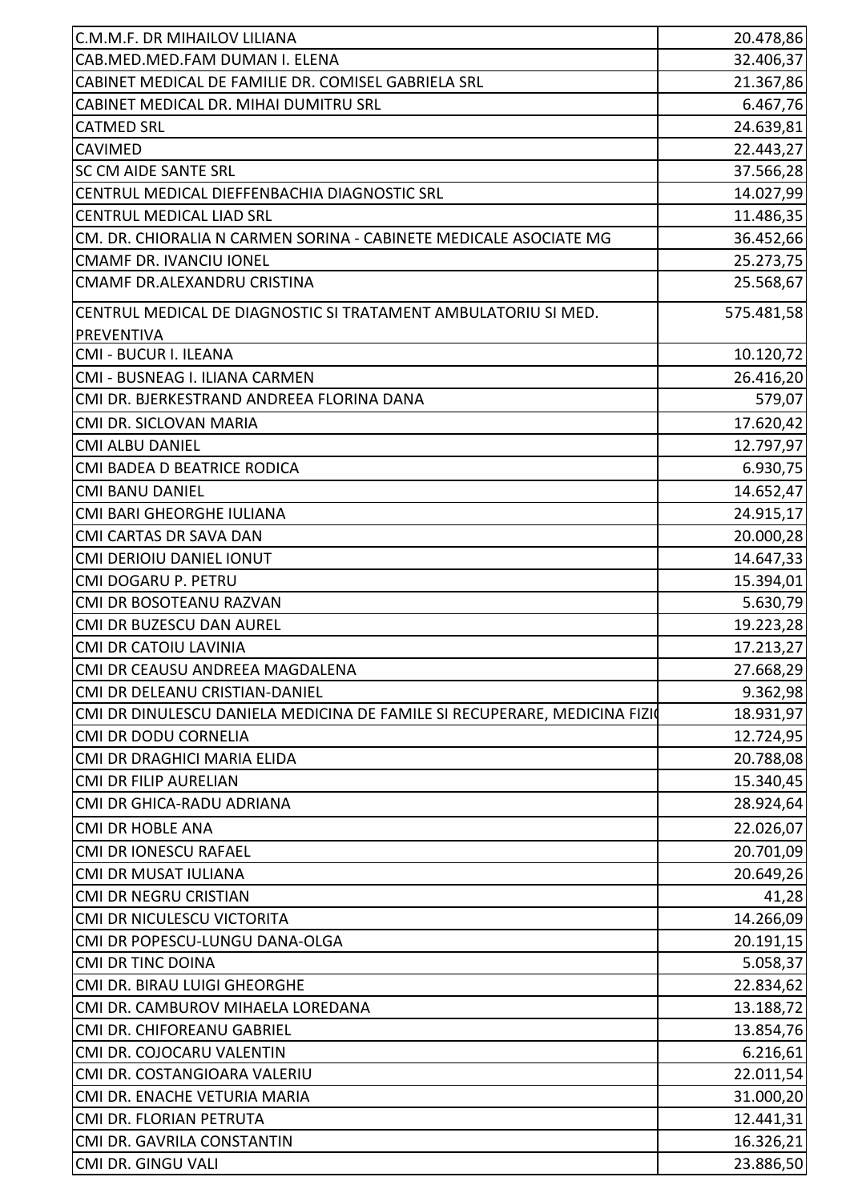| | |
|---|---|
| C.M.M.F. DR MIHAILOV LILIANA | 20.478,86 |
| CAB.MED.MED.FAM DUMAN I. ELENA | 32.406,37 |
| CABINET MEDICAL DE FAMILIE DR. COMISEL GABRIELA SRL | 21.367,86 |
| CABINET MEDICAL DR. MIHAI DUMITRU SRL | 6.467,76 |
| CATMED SRL | 24.639,81 |
| CAVIMED | 22.443,27 |
| SC CM AIDE SANTE SRL | 37.566,28 |
| CENTRUL MEDICAL DIEFFENBACHIA DIAGNOSTIC SRL | 14.027,99 |
| CENTRUL MEDICAL LIAD SRL | 11.486,35 |
| CM. DR. CHIORALIA N CARMEN SORINA - CABINETE MEDICALE ASOCIATE MG | 36.452,66 |
| CMAMF DR. IVANCIU IONEL | 25.273,75 |
| CMAMF DR.ALEXANDRU CRISTINA | 25.568,67 |
| CENTRUL MEDICAL DE DIAGNOSTIC SI TRATAMENT AMBULATORIU SI MED. PREVENTIVA | 575.481,58 |
| CMI - BUCUR I. ILEANA | 10.120,72 |
| CMI - BUSNEAG I. ILIANA CARMEN | 26.416,20 |
| CMI DR. BJERKESTRAND ANDREEA FLORINA DANA | 579,07 |
| CMI DR. SICLOVAN MARIA | 17.620,42 |
| CMI ALBU DANIEL | 12.797,97 |
| CMI BADEA D BEATRICE RODICA | 6.930,75 |
| CMI BANU DANIEL | 14.652,47 |
| CMI BARI GHEORGHE IULIANA | 24.915,17 |
| CMI CARTAS DR SAVA DAN | 20.000,28 |
| CMI DERIOIU DANIEL IONUT | 14.647,33 |
| CMI DOGARU P. PETRU | 15.394,01 |
| CMI DR BOSOTEANU RAZVAN | 5.630,79 |
| CMI DR BUZESCU DAN AUREL | 19.223,28 |
| CMI DR CATOIU LAVINIA | 17.213,27 |
| CMI DR CEAUSU ANDREEA MAGDALENA | 27.668,29 |
| CMI DR DELEANU CRISTIAN-DANIEL | 9.362,98 |
| CMI DR DINULESCU DANIELA MEDICINA DE FAMILE SI RECUPERARE, MEDICINA FIZI( | 18.931,97 |
| CMI DR DODU CORNELIA | 12.724,95 |
| CMI DR DRAGHICI MARIA ELIDA | 20.788,08 |
| CMI DR FILIP AURELIAN | 15.340,45 |
| CMI DR GHICA-RADU ADRIANA | 28.924,64 |
| CMI DR HOBLE ANA | 22.026,07 |
| CMI DR IONESCU RAFAEL | 20.701,09 |
| CMI DR MUSAT IULIANA | 20.649,26 |
| CMI DR NEGRU CRISTIAN | 41,28 |
| CMI DR NICULESCU VICTORITA | 14.266,09 |
| CMI DR POPESCU-LUNGU DANA-OLGA | 20.191,15 |
| CMI DR TINC DOINA | 5.058,37 |
| CMI DR. BIRAU LUIGI GHEORGHE | 22.834,62 |
| CMI DR. CAMBUROV MIHAELA LOREDANA | 13.188,72 |
| CMI DR. CHIFOREANU GABRIEL | 13.854,76 |
| CMI DR. COJOCARU VALENTIN | 6.216,61 |
| CMI DR. COSTANGIOARA VALERIU | 22.011,54 |
| CMI DR. ENACHE VETURIA MARIA | 31.000,20 |
| CMI DR. FLORIAN PETRUTA | 12.441,31 |
| CMI DR. GAVRILA CONSTANTIN | 16.326,21 |
| CMI DR. GINGU VALI | 23.886,50 |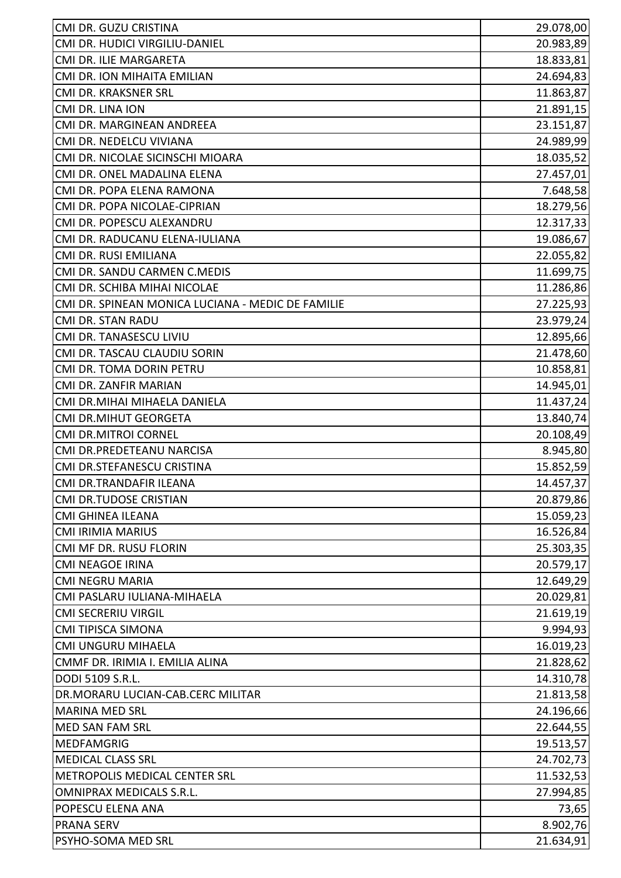| | |
|---|---|
| CMI DR. GUZU CRISTINA | 29.078,00 |
| CMI DR. HUDICI VIRGILIU-DANIEL | 20.983,89 |
| CMI DR. ILIE MARGARETA | 18.833,81 |
| CMI DR. ION MIHAITA EMILIAN | 24.694,83 |
| CMI DR. KRAKSNER SRL | 11.863,87 |
| CMI DR. LINA ION | 21.891,15 |
| CMI DR. MARGINEAN ANDREEA | 23.151,87 |
| CMI DR. NEDELCU VIVIANA | 24.989,99 |
| CMI DR. NICOLAE SICINSCHI MIOARA | 18.035,52 |
| CMI DR. ONEL MADALINA ELENA | 27.457,01 |
| CMI DR. POPA ELENA RAMONA | 7.648,58 |
| CMI DR. POPA NICOLAE-CIPRIAN | 18.279,56 |
| CMI DR. POPESCU ALEXANDRU | 12.317,33 |
| CMI DR. RADUCANU ELENA-IULIANA | 19.086,67 |
| CMI DR. RUSI EMILIANA | 22.055,82 |
| CMI DR. SANDU CARMEN C.MEDIS | 11.699,75 |
| CMI DR. SCHIBA MIHAI NICOLAE | 11.286,86 |
| CMI DR. SPINEAN MONICA LUCIANA - MEDIC DE FAMILIE | 27.225,93 |
| CMI DR. STAN RADU | 23.979,24 |
| CMI DR. TANASESCU LIVIU | 12.895,66 |
| CMI DR. TASCAU CLAUDIU SORIN | 21.478,60 |
| CMI DR. TOMA DORIN PETRU | 10.858,81 |
| CMI DR. ZANFIR MARIAN | 14.945,01 |
| CMI DR.MIHAI MIHAELA DANIELA | 11.437,24 |
| CMI DR.MIHUT GEORGETA | 13.840,74 |
| CMI DR.MITROI CORNEL | 20.108,49 |
| CMI DR.PREDETEANU NARCISA | 8.945,80 |
| CMI DR.STEFANESCU CRISTINA | 15.852,59 |
| CMI DR.TRANDAFIR ILEANA | 14.457,37 |
| CMI DR.TUDOSE CRISTIAN | 20.879,86 |
| CMI GHINEA ILEANA | 15.059,23 |
| CMI IRIMIA MARIUS | 16.526,84 |
| CMI MF DR. RUSU FLORIN | 25.303,35 |
| CMI NEAGOE IRINA | 20.579,17 |
| CMI NEGRU MARIA | 12.649,29 |
| CMI PASLARU IULIANA-MIHAELA | 20.029,81 |
| CMI SECRERIU VIRGIL | 21.619,19 |
| CMI TIPISCA SIMONA | 9.994,93 |
| CMI UNGURU MIHAELA | 16.019,23 |
| CMMF DR. IRIMIA I. EMILIA ALINA | 21.828,62 |
| DODI 5109 S.R.L. | 14.310,78 |
| DR.MORARU LUCIAN-CAB.CERC MILITAR | 21.813,58 |
| MARINA MED SRL | 24.196,66 |
| MED SAN FAM SRL | 22.644,55 |
| MEDFAMGRIG | 19.513,57 |
| MEDICAL CLASS SRL | 24.702,73 |
| METROPOLIS MEDICAL CENTER SRL | 11.532,53 |
| OMNIPRAX MEDICALS S.R.L. | 27.994,85 |
| POPESCU ELENA ANA | 73,65 |
| PRANA SERV | 8.902,76 |
| PSYHO-SOMA MED SRL | 21.634,91 |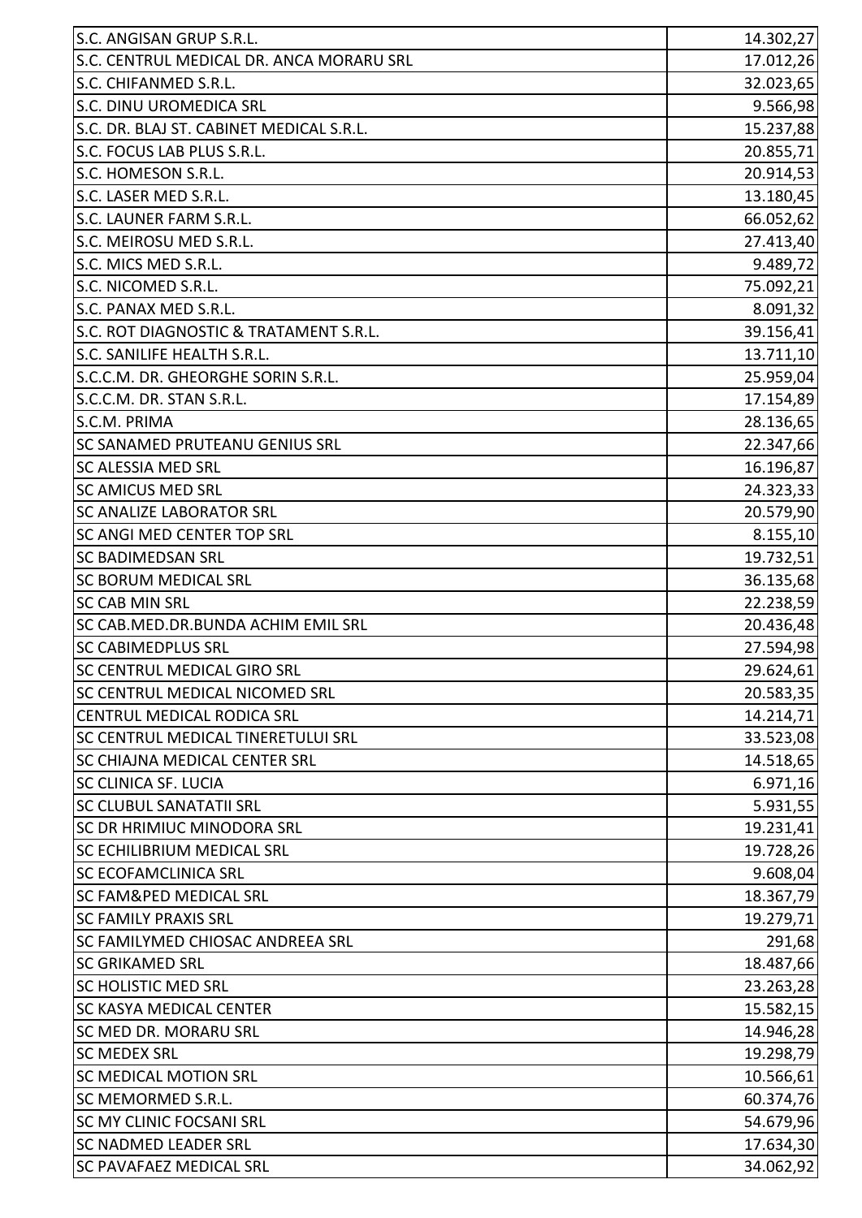| | |
|---|---|
| S.C. ANGISAN GRUP S.R.L. | 14.302,27 |
| S.C. CENTRUL MEDICAL DR. ANCA MORARU SRL | 17.012,26 |
| S.C. CHIFANMED S.R.L. | 32.023,65 |
| S.C. DINU UROMEDICA SRL | 9.566,98 |
| S.C. DR. BLAJ ST. CABINET MEDICAL S.R.L. | 15.237,88 |
| S.C. FOCUS LAB PLUS S.R.L. | 20.855,71 |
| S.C. HOMESON S.R.L. | 20.914,53 |
| S.C. LASER MED S.R.L. | 13.180,45 |
| S.C. LAUNER FARM S.R.L. | 66.052,62 |
| S.C. MEIROSU MED S.R.L. | 27.413,40 |
| S.C. MICS MED S.R.L. | 9.489,72 |
| S.C. NICOMED S.R.L. | 75.092,21 |
| S.C. PANAX MED S.R.L. | 8.091,32 |
| S.C. ROT DIAGNOSTIC & TRATAMENT S.R.L. | 39.156,41 |
| S.C. SANILIFE HEALTH S.R.L. | 13.711,10 |
| S.C.C.M. DR. GHEORGHE SORIN S.R.L. | 25.959,04 |
| S.C.C.M. DR. STAN S.R.L. | 17.154,89 |
| S.C.M. PRIMA | 28.136,65 |
| SC SANAMED PRUTEANU GENIUS SRL | 22.347,66 |
| SC ALESSIA MED SRL | 16.196,87 |
| SC AMICUS MED SRL | 24.323,33 |
| SC ANALIZE LABORATOR SRL | 20.579,90 |
| SC ANGI MED CENTER TOP SRL | 8.155,10 |
| SC BADIMEDSAN SRL | 19.732,51 |
| SC BORUM MEDICAL SRL | 36.135,68 |
| SC CAB MIN SRL | 22.238,59 |
| SC CAB.MED.DR.BUNDA ACHIM EMIL SRL | 20.436,48 |
| SC CABIMEDPLUS SRL | 27.594,98 |
| SC CENTRUL MEDICAL GIRO SRL | 29.624,61 |
| SC CENTRUL MEDICAL NICOMED SRL | 20.583,35 |
| CENTRUL MEDICAL RODICA SRL | 14.214,71 |
| SC CENTRUL MEDICAL TINERETULUI SRL | 33.523,08 |
| SC CHIAJNA MEDICAL CENTER SRL | 14.518,65 |
| SC CLINICA SF. LUCIA | 6.971,16 |
| SC CLUBUL SANATATII SRL | 5.931,55 |
| SC DR HRIMIUC MINODORA SRL | 19.231,41 |
| SC ECHILIBRIUM MEDICAL SRL | 19.728,26 |
| SC ECOFAMCLINICA SRL | 9.608,04 |
| SC FAM&PED MEDICAL SRL | 18.367,79 |
| SC FAMILY PRAXIS SRL | 19.279,71 |
| SC FAMILYMED CHIOSAC ANDREEA SRL | 291,68 |
| SC GRIKAMED SRL | 18.487,66 |
| SC HOLISTIC MED SRL | 23.263,28 |
| SC KASYA MEDICAL CENTER | 15.582,15 |
| SC MED DR. MORARU SRL | 14.946,28 |
| SC MEDEX SRL | 19.298,79 |
| SC MEDICAL MOTION SRL | 10.566,61 |
| SC MEMORMED S.R.L. | 60.374,76 |
| SC MY CLINIC FOCSANI SRL | 54.679,96 |
| SC NADMED LEADER SRL | 17.634,30 |
| SC PAVAFAEZ MEDICAL SRL | 34.062,92 |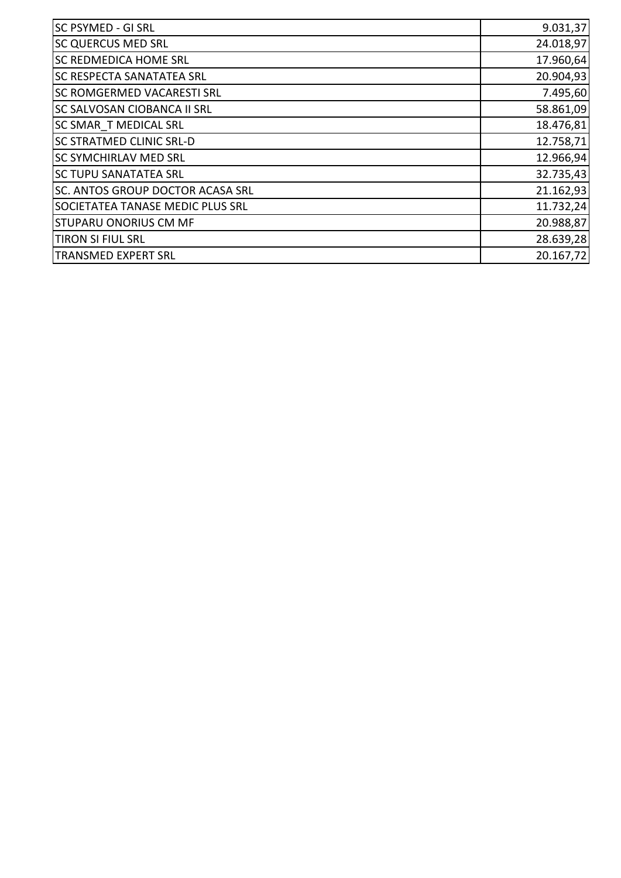| | |
|---|---|
| SC PSYMED - GI SRL | 9.031,37 |
| SC QUERCUS MED SRL | 24.018,97 |
| SC REDMEDICA HOME SRL | 17.960,64 |
| SC RESPECTA SANATATEA SRL | 20.904,93 |
| SC ROMGERMED VACARESTI SRL | 7.495,60 |
| SC SALVOSAN CIOBANCA II SRL | 58.861,09 |
| SC SMAR_T MEDICAL SRL | 18.476,81 |
| SC STRATMED CLINIC SRL-D | 12.758,71 |
| SC SYMCHIRLAV MED SRL | 12.966,94 |
| SC TUPU SANATATEA SRL | 32.735,43 |
| SC. ANTOS GROUP DOCTOR ACASA SRL | 21.162,93 |
| SOCIETATEA TANASE MEDIC PLUS SRL | 11.732,24 |
| STUPARU ONORIUS CM MF | 20.988,87 |
| TIRON SI FIUL SRL | 28.639,28 |
| TRANSMED EXPERT SRL | 20.167,72 |